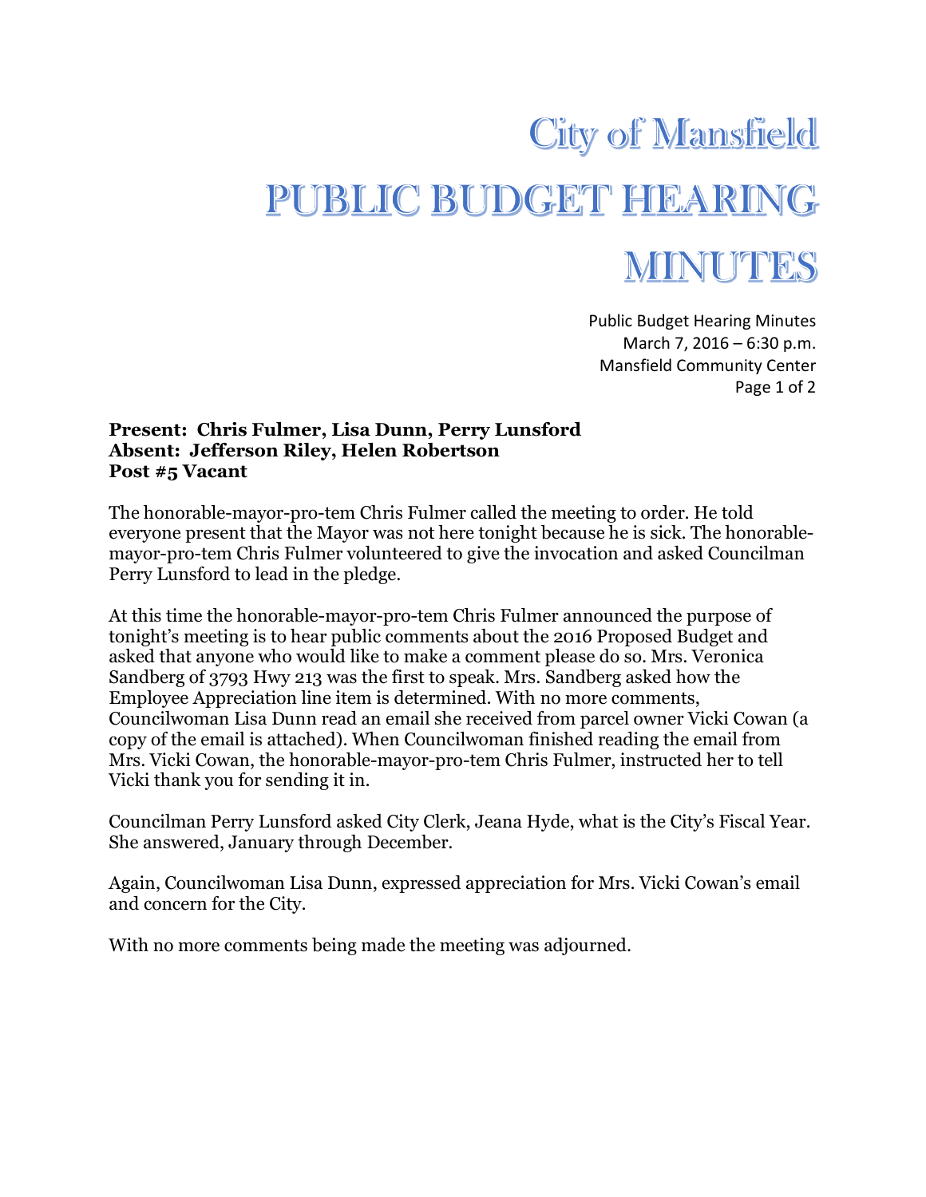# City of Mansfield

# PUBLIC BUDGET HEARING MINUTES

Public Budget Hearing Minutes
March 7, 2016 – 6:30 p.m.
Mansfield Community Center

**Present: Chris Fulmer, Lisa Dunn, Perry Lunsford**
**Absent: Jefferson Riley, Helen Robertson**
**Post #5 Vacant**

The honorable-mayor-pro-tem Chris Fulmer called the meeting to order. He told everyone present that the Mayor was not here tonight because he is sick. The honorable-mayor-pro-tem Chris Fulmer volunteered to give the invocation and asked Councilman Perry Lunsford to lead in the pledge.

At this time the honorable-mayor-pro-tem Chris Fulmer announced the purpose of tonight's meeting is to hear public comments about the 2016 Proposed Budget and asked that anyone who would like to make a comment please do so. Mrs. Veronica Sandberg of 3793 Hwy 213 was the first to speak. Mrs. Sandberg asked how the Employee Appreciation line item is determined. With no more comments, Councilwoman Lisa Dunn read an email she received from parcel owner Vicki Cowan (a copy of the email is attached). When Councilwoman finished reading the email from Mrs. Vicki Cowan, the honorable-mayor-pro-tem Chris Fulmer, instructed her to tell Vicki thank you for sending it in.

Councilman Perry Lunsford asked City Clerk, Jeana Hyde, what is the City's Fiscal Year. She answered, January through December.

Again, Councilwoman Lisa Dunn, expressed appreciation for Mrs. Vicki Cowan's email and concern for the City.

With no more comments being made the meeting was adjourned.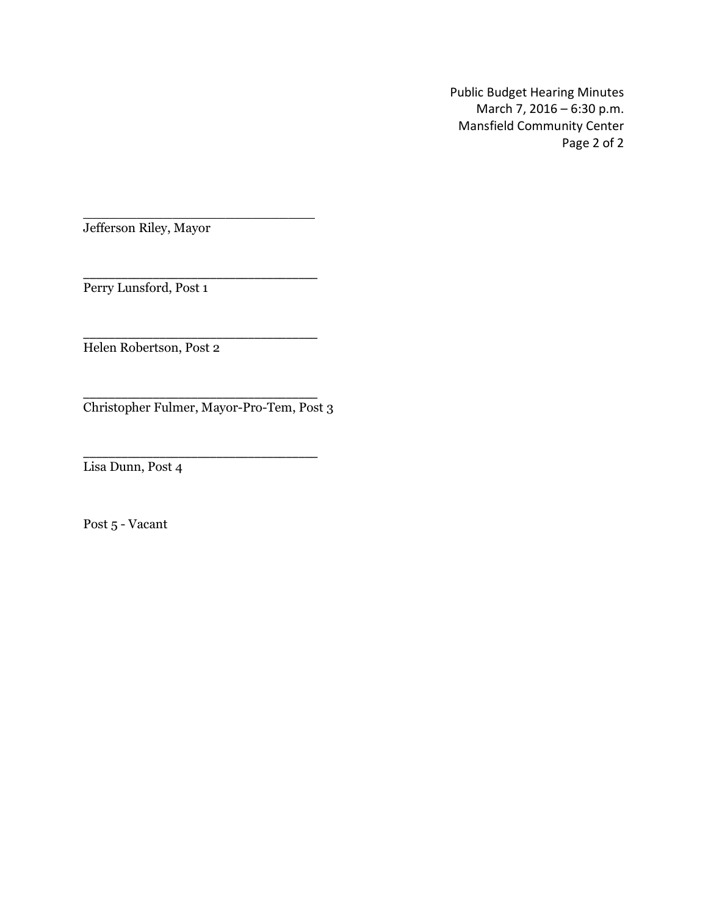\_\_\_\_\_\_\_\_\_\_\_\_\_\_\_\_\_\_\_\_\_\_\_\_\_\_\_\_\_\_
Jefferson Riley, Mayor

\_\_\_\_\_\_\_\_\_\_\_\_\_\_\_\_\_\_\_\_\_\_\_\_\_\_\_\_\_\_
Perry Lunsford, Post 1

\_\_\_\_\_\_\_\_\_\_\_\_\_\_\_\_\_\_\_\_\_\_\_\_\_\_\_\_\_\_
Helen Robertson, Post 2

\_\_\_\_\_\_\_\_\_\_\_\_\_\_\_\_\_\_\_\_\_\_\_\_\_\_\_\_\_\_
Christopher Fulmer, Mayor-Pro-Tem, Post 3

\_\_\_\_\_\_\_\_\_\_\_\_\_\_\_\_\_\_\_\_\_\_\_\_\_\_\_\_\_\_
Lisa Dunn, Post 4

Post 5 - Vacant